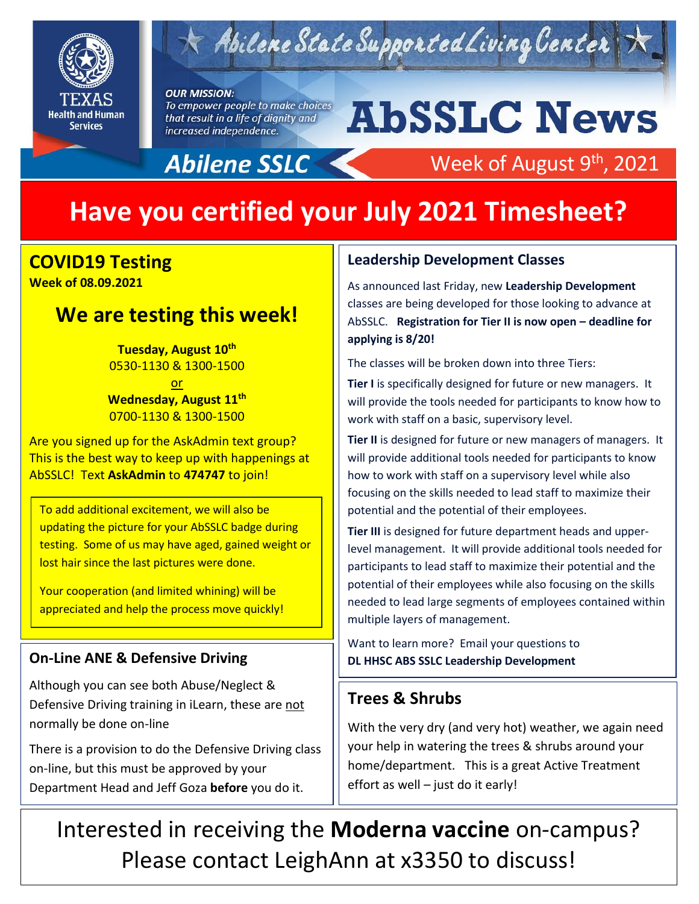Texas Health and Human Services

# Abilene State Supported Living Center

**OUR MISSION:**
*To empower people to make choices that result in a life of dignity and increased independence.*

# AbSSLC News

**Abilene SSLC**

Week of August 9th, 2021

# Have you certified your July 2021 Timesheet?

## COVID19 Testing

**Week of 08.09.2021**

### We are testing this week!

**Tuesday, August 10th**
0530-1130 & 1300-1500
or
**Wednesday, August 11th**
0700-1130 & 1300-1500

Are you signed up for the AskAdmin text group? This is the best way to keep up with happenings at AbSSLC! Text **AskAdmin** to **474747** to join!

To add additional excitement, we will also be updating the picture for your AbSSLC badge during testing. Some of us may have aged, gained weight or lost hair since the last pictures were done.

Your cooperation (and limited whining) will be appreciated and help the process move quickly!

## On-Line ANE & Defensive Driving

Although you can see both Abuse/Neglect & Defensive Driving training in iLearn, these are not normally be done on-line

There is a provision to do the Defensive Driving class on-line, but this must be approved by your Department Head and Jeff Goza **before** you do it.

## Leadership Development Classes

As announced last Friday, new **Leadership Development** classes are being developed for those looking to advance at AbSSLC. **Registration for Tier II is now open – deadline for applying is 8/20!**

The classes will be broken down into three Tiers:

**Tier I** is specifically designed for future or new managers. It will provide the tools needed for participants to know how to work with staff on a basic, supervisory level.

**Tier II** is designed for future or new managers of managers. It will provide additional tools needed for participants to know how to work with staff on a supervisory level while also focusing on the skills needed to lead staff to maximize their potential and the potential of their employees.

**Tier III** is designed for future department heads and upper-level management. It will provide additional tools needed for participants to lead staff to maximize their potential and the potential of their employees while also focusing on the skills needed to lead large segments of employees contained within multiple layers of management.

Want to learn more? Email your questions to **DL HHSC ABS SSLC Leadership Development**

## Trees & Shrubs

With the very dry (and very hot) weather, we again need your help in watering the trees & shrubs around your home/department. This is a great Active Treatment effort as well – just do it early!

Interested in receiving the **Moderna vaccine** on-campus? Please contact LeighAnn at x3350 to discuss!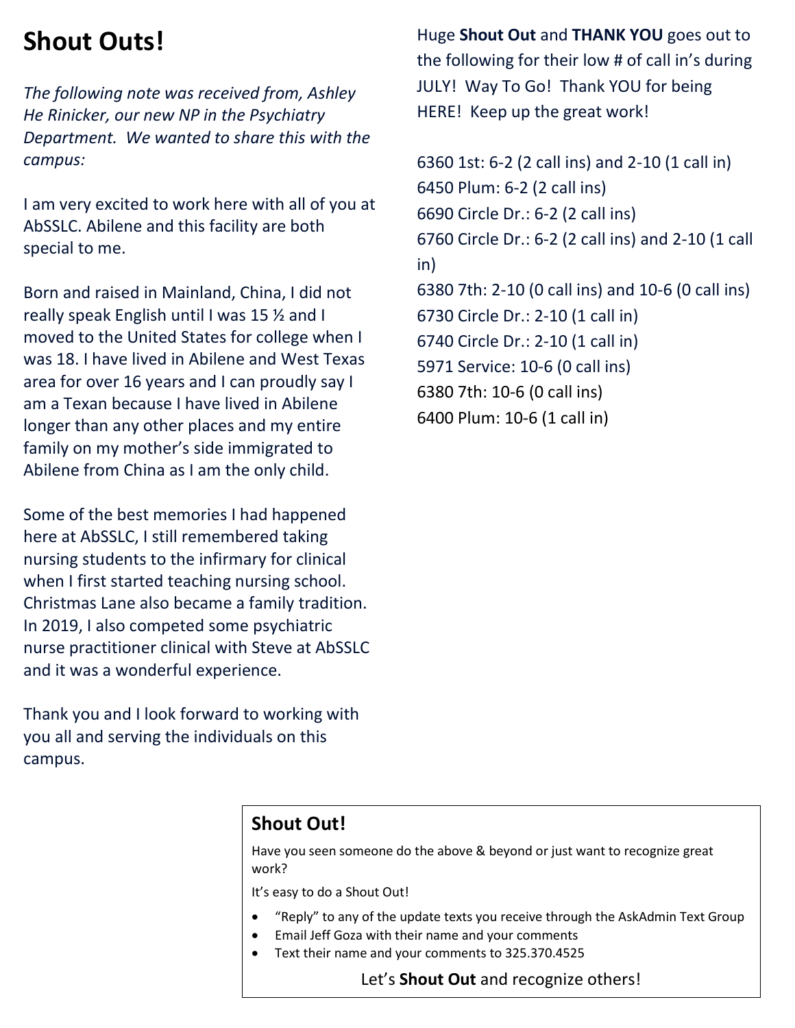# Shout Outs!

*The following note was received from, Ashley He Rinicker, our new NP in the Psychiatry Department. We wanted to share this with the campus:*

I am very excited to work here with all of you at AbSSLC. Abilene and this facility are both special to me.

Born and raised in Mainland, China, I did not really speak English until I was 15 ½ and I moved to the United States for college when I was 18. I have lived in Abilene and West Texas area for over 16 years and I can proudly say I am a Texan because I have lived in Abilene longer than any other places and my entire family on my mother's side immigrated to Abilene from China as I am the only child.

Some of the best memories I had happened here at AbSSLC, I still remembered taking nursing students to the infirmary for clinical when I first started teaching nursing school. Christmas Lane also became a family tradition. In 2019, I also competed some psychiatric nurse practitioner clinical with Steve at AbSSLC and it was a wonderful experience.

Thank you and I look forward to working with you all and serving the individuals on this campus.

Huge **Shout Out** and **THANK YOU** goes out to the following for their low # of call in's during JULY! Way To Go! Thank YOU for being HERE! Keep up the great work!

6360 1st: 6-2 (2 call ins) and 2-10 (1 call in)
6450 Plum: 6-2 (2 call ins)
6690 Circle Dr.: 6-2 (2 call ins)
6760 Circle Dr.: 6-2 (2 call ins) and 2-10 (1 call in)
6380 7th: 2-10 (0 call ins) and 10-6 (0 call ins)
6730 Circle Dr.: 2-10 (1 call in)
6740 Circle Dr.: 2-10 (1 call in)
5971 Service: 10-6 (0 call ins)
6380 7th: 10-6 (0 call ins)
6400 Plum: 10-6 (1 call in)

## Shout Out!

Have you seen someone do the above & beyond or just want to recognize great work?

It's easy to do a Shout Out!

- "Reply" to any of the update texts you receive through the AskAdmin Text Group
- Email Jeff Goza with their name and your comments
- Text their name and your comments to 325.370.4525

Let's **Shout Out** and recognize others!